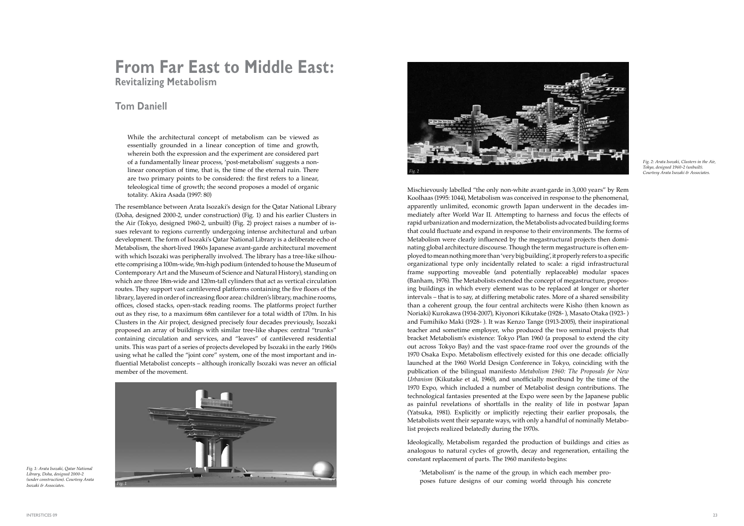# From Far East to Middle East:

## Revitalizing Metabolism

### Tom Daniell

> While the architectural concept of metabolism can be viewed as essentially grounded in a linear conception of time and growth, wherein both the expression and the experiment are considered part of a fundamentally linear process, 'post-metabolism' suggests a non-linear conception of time, that is, the time of the eternal ruin. There are two primary points to be considered: the first refers to a linear, teleological time of growth; the second proposes a model of organic totality. Akira Asada (1997: 80)

The resemblance between Arata Isozaki's design for the Qatar National Library (Doha, designed 2000-2, under construction) (Fig. 1) and his earlier Clusters in the Air (Tokyo, designed 1960-2, unbuilt) (Fig. 2) project raises a number of issues relevant to regions currently undergoing intense architectural and urban development. The form of Isozaki's Qatar National Library is a deliberate echo of Metabolism, the short-lived 1960s Japanese avant-garde architectural movement with which Isozaki was peripherally involved. The library has a tree-like silhouette comprising a 100m-wide, 9m-high podium (intended to house the Museum of Contemporary Art and the Museum of Science and Natural History), standing on which are three 18m-wide and 120m-tall cylinders that act as vertical circulation routes. They support vast cantilevered platforms containing the five floors of the library, layered in order of increasing floor area: children's library, machine rooms, offices, closed stacks, open-stack reading rooms. The platforms project further out as they rise, to a maximum 68m cantilever for a total width of 170m. In his Clusters in the Air project, designed precisely four decades previously, Isozaki proposed an array of buildings with similar tree-like shapes: central "trunks" containing circulation and services, and "leaves" of cantilevered residential units. This was part of a series of projects developed by Isozaki in the early 1960s using what he called the "joint core" system, one of the most important and influential Metabolist concepts – although ironically Isozaki was never an official member of the movement.

*Fig. 1: Arata Isozaki, Qatar National Library, Doha, designed 2000-2 (under construction). Courtesy Arata Isozaki & Associates.*

*Fig. 2: Arata Isozaki, Clusters in the Air, Tokyo, designed 1960-2 (unbuilt). Courtesy Arata Isozaki & Associates.*

Mischievously labelled "the only non-white avant-garde in 3,000 years" by Rem Koolhaas (1995: 1044), Metabolism was conceived in response to the phenomenal, apparently unlimited, economic growth Japan underwent in the decades immediately after World War II. Attempting to harness and focus the effects of rapid urbanization and modernization, the Metabolists advocated building forms that could fluctuate and expand in response to their environments. The forms of Metabolism were clearly influenced by the megastructural projects then dominating global architecture discourse. Though the term megastructure is often employed to mean nothing more than 'very big building', it properly refers to a specific organizational type only incidentally related to scale: a rigid infrastructural frame supporting moveable (and potentially replaceable) modular spaces (Banham, 1976). The Metabolists extended the concept of megastructure, proposing buildings in which every element was to be replaced at longer or shorter intervals – that is to say, at differing metabolic rates. More of a shared sensibility than a coherent group, the four central architects were Kisho (then known as Noriaki) Kurokawa (1934-2007), Kiyonori Kikutake (1928- ), Masato Otaka (1923- ) and Fumihiko Maki (1928- ). It was Kenzo Tange (1913-2005), their inspirational teacher and sometime employer, who produced the two seminal projects that bracket Metabolism's existence: Tokyo Plan 1960 (a proposal to extend the city out across Tokyo Bay) and the vast space-frame roof over the grounds of the 1970 Osaka Expo. Metabolism effectively existed for this one decade: officially launched at the 1960 World Design Conference in Tokyo, coinciding with the publication of the bilingual manifesto *Metabolism 1960: The Proposals for New Urbanism* (Kikutake et al, 1960), and unofficially moribund by the time of the 1970 Expo, which included a number of Metabolist design contributions. The technological fantasies presented at the Expo were seen by the Japanese public as painful revelations of shortfalls in the reality of life in postwar Japan (Yatsuka, 1981). Explicitly or implicitly rejecting their earlier proposals, the Metabolists went their separate ways, with only a handful of nominally Metabolist projects realized belatedly during the 1970s.

Ideologically, Metabolism regarded the production of buildings and cities as analogous to natural cycles of growth, decay and regeneration, entailing the constant replacement of parts. The 1960 manifesto begins:

> 'Metabolism' is the name of the group, in which each member proposes future designs of our coming world through his concrete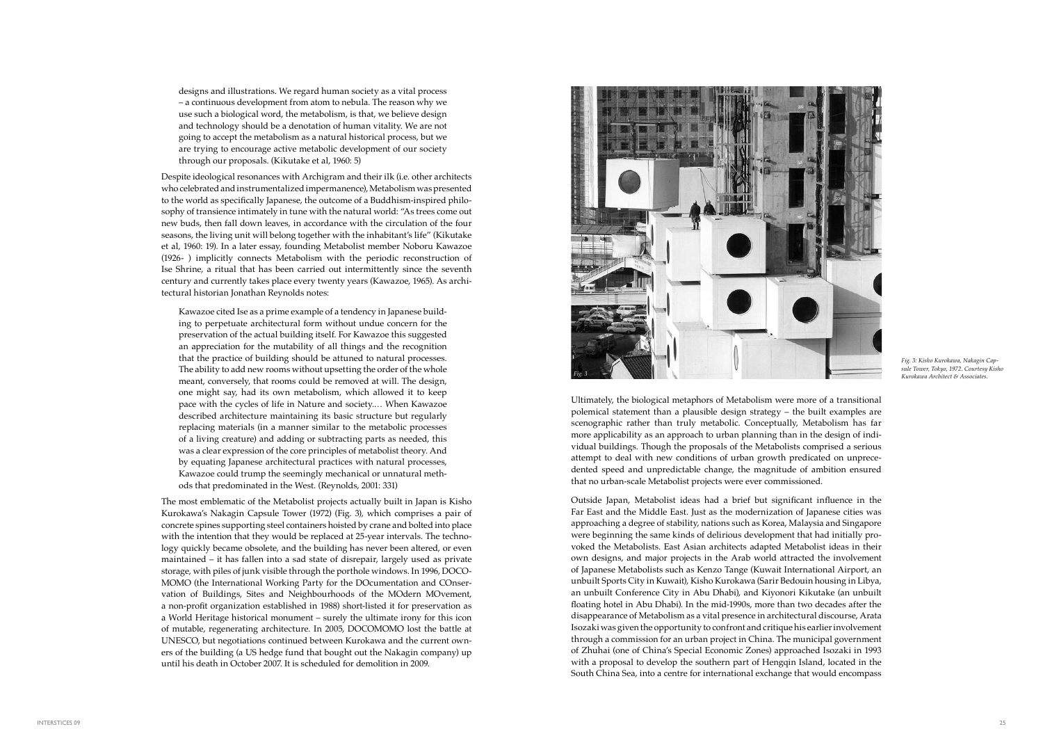> designs and illustrations. We regard human society as a vital process – a continuous development from atom to nebula. The reason why we use such a biological word, the metabolism, is that, we believe design and technology should be a denotation of human vitality. We are not going to accept the metabolism as a natural historical process, but we are trying to encourage active metabolic development of our society through our proposals. (Kikutake et al, 1960: 5)

Despite ideological resonances with Archigram and their ilk (i.e. other architects who celebrated and instrumentalized impermanence), Metabolism was presented to the world as specifically Japanese, the outcome of a Buddhism-inspired philosophy of transience intimately in tune with the natural world: "As trees come out new buds, then fall down leaves, in accordance with the circulation of the four seasons, the living unit will belong together with the inhabitant's life" (Kikutake et al, 1960: 19). In a later essay, founding Metabolist member Noboru Kawazoe (1926- ) implicitly connects Metabolism with the periodic reconstruction of Ise Shrine, a ritual that has been carried out intermittently since the seventh century and currently takes place every twenty years (Kawazoe, 1965). As architectural historian Jonathan Reynolds notes:

> Kawazoe cited Ise as a prime example of a tendency in Japanese building to perpetuate architectural form without undue concern for the preservation of the actual building itself. For Kawazoe this suggested an appreciation for the mutability of all things and the recognition that the practice of building should be attuned to natural processes. The ability to add new rooms without upsetting the order of the whole meant, conversely, that rooms could be removed at will. The design, one might say, had its own metabolism, which allowed it to keep pace with the cycles of life in Nature and society.… When Kawazoe described architecture maintaining its basic structure but regularly replacing materials (in a manner similar to the metabolic processes of a living creature) and adding or subtracting parts as needed, this was a clear expression of the core principles of metabolist theory. And by equating Japanese architectural practices with natural processes, Kawazoe could trump the seemingly mechanical or unnatural methods that predominated in the West. (Reynolds, 2001: 331)

The most emblematic of the Metabolist projects actually built in Japan is Kisho Kurokawa's Nakagin Capsule Tower (1972) (Fig. 3), which comprises a pair of concrete spines supporting steel containers hoisted by crane and bolted into place with the intention that they would be replaced at 25-year intervals. The technology quickly became obsolete, and the building has never been altered, or even maintained – it has fallen into a sad state of disrepair, largely used as private storage, with piles of junk visible through the porthole windows. In 1996, DOCOMOMO (the International Working Party for the DOcumentation and COnservation of Buildings, Sites and Neighbourhoods of the MOdern MOvement, a non-profit organization established in 1988) short-listed it for preservation as a World Heritage historical monument – surely the ultimate irony for this icon of mutable, regenerating architecture. In 2005, DOCOMOMO lost the battle at UNESCO, but negotiations continued between Kurokawa and the current owners of the building (a US hedge fund that bought out the Nakagin company) up until his death in October 2007. It is scheduled for demolition in 2009.

*Fig. 3: Kisho Kurokawa, Nakagin Capsule Tower, Tokyo, 1972. Courtesy Kisho Kurokawa Architect & Associates.*

Ultimately, the biological metaphors of Metabolism were more of a transitional polemical statement than a plausible design strategy – the built examples are scenographic rather than truly metabolic. Conceptually, Metabolism has far more applicability as an approach to urban planning than in the design of individual buildings. Though the proposals of the Metabolists comprised a serious attempt to deal with new conditions of urban growth predicated on unprecedented speed and unpredictable change, the magnitude of ambition ensured that no urban-scale Metabolist projects were ever commissioned.

Outside Japan, Metabolist ideas had a brief but significant influence in the Far East and the Middle East. Just as the modernization of Japanese cities was approaching a degree of stability, nations such as Korea, Malaysia and Singapore were beginning the same kinds of delirious development that had initially provoked the Metabolists. East Asian architects adapted Metabolist ideas in their own designs, and major projects in the Arab world attracted the involvement of Japanese Metabolists such as Kenzo Tange (Kuwait International Airport, an unbuilt Sports City in Kuwait), Kisho Kurokawa (Sarir Bedouin housing in Libya, an unbuilt Conference City in Abu Dhabi), and Kiyonori Kikutake (an unbuilt floating hotel in Abu Dhabi). In the mid-1990s, more than two decades after the disappearance of Metabolism as a vital presence in architectural discourse, Arata Isozaki was given the opportunity to confront and critique his earlier involvement through a commission for an urban project in China. The municipal government of Zhuhai (one of China's Special Economic Zones) approached Isozaki in 1993 with a proposal to develop the southern part of Hengqin Island, located in the South China Sea, into a centre for international exchange that would encompass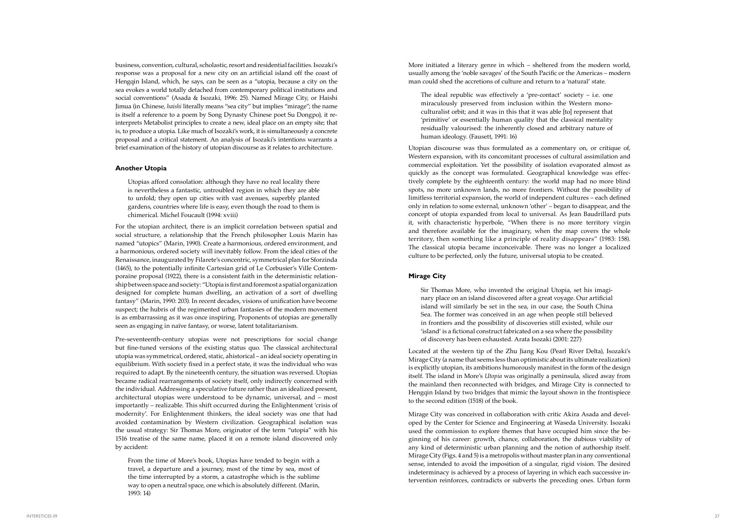business, convention, cultural, scholastic, resort and residential facilities. Isozaki's response was a proposal for a new city on an artificial island off the coast of Hengqin Island, which, he says, can be seen as a "utopia, because a city on the sea evokes a world totally detached from contemporary political institutions and social conventions" (Asada & Isozaki, 1996: 25). Named Mirage City, or Haishi Jimua (in Chinese, *haishi* literally means "sea city" but implies "mirage"; the name is itself a reference to a poem by Song Dynasty Chinese poet Su Dongpo), it re-interprets Metabolist principles to create a new, ideal place on an empty site; that is, to produce a utopia. Like much of Isozaki's work, it is simultaneously a concrete proposal and a critical statement. An analysis of Isozaki's intentions warrants a brief examination of the history of utopian discourse as it relates to architecture.

## Another Utopia

> Utopias afford consolation: although they have no real locality there is nevertheless a fantastic, untroubled region in which they are able to unfold; they open up cities with vast avenues, superbly planted gardens, countries where life is easy, even though the road to them is chimerical. Michel Foucault (1994: xviii)

For the utopian architect, there is an implicit correlation between spatial and social structure, a relationship that the French philosopher Louis Marin has named "utopics" (Marin, 1990). Create a harmonious, ordered environment, and a harmonious, ordered society will inevitably follow. From the ideal cities of the Renaissance, inaugurated by Filarete's concentric, symmetrical plan for Sforzinda (1465), to the potentially infinite Cartesian grid of Le Corbusier's Ville Contemporaine proposal (1922), there is a consistent faith in the deterministic relationship between space and society: "Utopia is first and foremost a spatial organization designed for complete human dwelling, an activation of a sort of dwelling fantasy" (Marin, 1990: 203). In recent decades, visions of unification have become suspect; the hubris of the regimented urban fantasies of the modern movement is as embarrassing as it was once inspiring. Proponents of utopias are generally seen as engaging in naïve fantasy, or worse, latent totalitarianism.

Pre-seventeenth-century utopias were not prescriptions for social change but fine-tuned versions of the existing status quo. The classical architectural utopia was symmetrical, ordered, static, ahistorical – an ideal society operating in equilibrium. With society fixed in a perfect state, it was the individual who was required to adapt. By the nineteenth century, the situation was reversed. Utopias became radical rearrangements of society itself, only indirectly concerned with the individual. Addressing a speculative future rather than an idealized present, architectural utopias were understood to be dynamic, universal, and – most importantly – realizable. This shift occurred during the Enlightenment 'crisis of modernity'. For Enlightenment thinkers, the ideal society was one that had avoided contamination by Western civilization. Geographical isolation was the usual strategy: Sir Thomas More, originator of the term "utopia" with his 1516 treatise of the same name, placed it on a remote island discovered only by accident:

> From the time of More's book, Utopias have tended to begin with a travel, a departure and a journey, most of the time by sea, most of the time interrupted by a storm, a catastrophe which is the sublime way to open a neutral space, one which is absolutely different. (Marin, 1993: 14)

More initiated a literary genre in which – sheltered from the modern world, usually among the 'noble savages' of the South Pacific or the Americas – modern man could shed the accretions of culture and return to a 'natural' state.

> The ideal republic was effectively a 'pre-contact' society – i.e. one miraculously preserved from inclusion within the Western monoculturalist orbit; and it was in this that it was able [to] represent that 'primitive' or essentially human quality that the classical mentality residually valourised: the inherently closed and arbitrary nature of human ideology. (Fausett, 1991: 16)

Utopian discourse was thus formulated as a commentary on, or critique of, Western expansion, with its concomitant processes of cultural assimilation and commercial exploitation. Yet the possibility of isolation evaporated almost as quickly as the concept was formulated. Geographical knowledge was effectively complete by the eighteenth century: the world map had no more blind spots, no more unknown lands, no more frontiers. Without the possibility of limitless territorial expansion, the world of independent cultures – each defined only in relation to some external, unknown 'other' – began to disappear, and the concept of utopia expanded from local to universal. As Jean Baudrillard puts it, with characteristic hyperbole, "When there is no more territory virgin and therefore available for the imaginary, when the map covers the whole territory, then something like a principle of reality disappears" (1983: 158). The classical utopia became inconceivable. There was no longer a localized culture to be perfected, only the future, universal utopia to be created.

## Mirage City

> Sir Thomas More, who invented the original Utopia, set his imaginary place on an island discovered after a great voyage. Our artificial island will similarly be set in the sea, in our case, the South China Sea. The former was conceived in an age when people still believed in frontiers and the possibility of discoveries still existed, while our 'island' is a fictional construct fabricated on a sea where the possibility of discovery has been exhausted. Arata Isozaki (2001: 227)

Located at the western tip of the Zhu Jiang Kou (Pearl River Delta), Isozaki's Mirage City (a name that seems less than optimistic about its ultimate realization) is explicitly utopian, its ambitions humorously manifest in the form of the design itself. The island in More's *Utopia* was originally a peninsula, sliced away from the mainland then reconnected with bridges, and Mirage City is connected to Hengqin Island by two bridges that mimic the layout shown in the frontispiece to the second edition (1518) of the book.

Mirage City was conceived in collaboration with critic Akira Asada and developed by the Center for Science and Engineering at Waseda University. Isozaki used the commission to explore themes that have occupied him since the beginning of his career: growth, chance, collaboration, the dubious viability of any kind of deterministic urban planning and the notion of authorship itself. Mirage City (Figs. 4 and 5) is a metropolis without master plan in any conventional sense, intended to avoid the imposition of a singular, rigid vision. The desired indeterminacy is achieved by a process of layering in which each successive intervention reinforces, contradicts or subverts the preceding ones. Urban form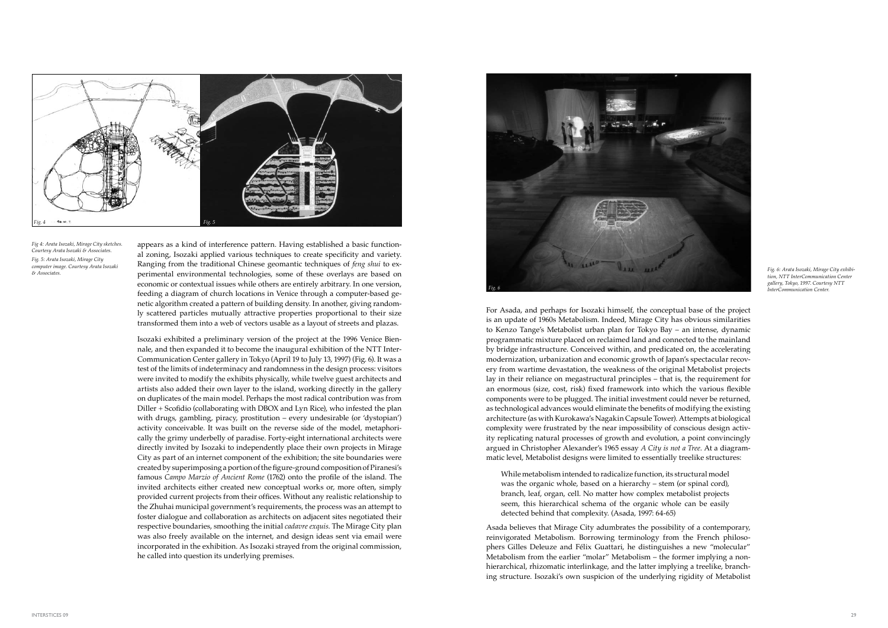Fig 4: Arata Isozaki, Mirage City sketches. Courtesy Arata Isozaki & Associates.

Fig. 5: Arata Isozaki, Mirage City computer image. Courtesy Arata Isozaki & Associates.

appears as a kind of interference pattern. Having established a basic functional zoning, Isozaki applied various techniques to create specificity and variety. Ranging from the traditional Chinese geomantic techniques of *feng shui* to experimental environmental technologies, some of these overlays are based on economic or contextual issues while others are entirely arbitrary. In one version, feeding a diagram of church locations in Venice through a computer-based genetic algorithm created a pattern of building density. In another, giving randomly scattered particles mutually attractive properties proportional to their size transformed them into a web of vectors usable as a layout of streets and plazas.

Isozaki exhibited a preliminary version of the project at the 1996 Venice Biennale, and then expanded it to become the inaugural exhibition of the NTT InterCommunication Center gallery in Tokyo (April 19 to July 13, 1997) (Fig. 6). It was a test of the limits of indeterminacy and randomness in the design process: visitors were invited to modify the exhibits physically, while twelve guest architects and artists also added their own layer to the island, working directly in the gallery on duplicates of the main model. Perhaps the most radical contribution was from Diller + Scofidio (collaborating with DBOX and Lyn Rice), who infested the plan with drugs, gambling, piracy, prostitution – every undesirable (or 'dystopian') activity conceivable. It was built on the reverse side of the model, metaphorically the grimy underbelly of paradise. Forty-eight international architects were directly invited by Isozaki to independently place their own projects in Mirage City as part of an internet component of the exhibition; the site boundaries were created by superimposing a portion of the figure-ground composition of Piranesi's famous *Campo Marzio of Ancient Rome* (1762) onto the profile of the island. The invited architects either created new conceptual works or, more often, simply provided current projects from their offices. Without any realistic relationship to the Zhuhai municipal government's requirements, the process was an attempt to foster dialogue and collaboration as architects on adjacent sites negotiated their respective boundaries, smoothing the initial *cadavre exquis*. The Mirage City plan was also freely available on the internet, and design ideas sent via email were incorporated in the exhibition. As Isozaki strayed from the original commission, he called into question its underlying premises.

Fig. 6: Arata Isozaki, Mirage City exhibition, NTT InterCommunication Center gallery, Tokyo, 1997. Courtesy NTT InterCommunication Center.

For Asada, and perhaps for Isozaki himself, the conceptual base of the project is an update of 1960s Metabolism. Indeed, Mirage City has obvious similarities to Kenzo Tange's Metabolist urban plan for Tokyo Bay – an intense, dynamic programmatic mixture placed on reclaimed land and connected to the mainland by bridge infrastructure. Conceived within, and predicated on, the accelerating modernization, urbanization and economic growth of Japan's spectacular recovery from wartime devastation, the weakness of the original Metabolist projects lay in their reliance on megastructural principles – that is, the requirement for an enormous (size, cost, risk) fixed framework into which the various flexible components were to be plugged. The initial investment could never be returned, as technological advances would eliminate the benefits of modifying the existing architecture (as with Kurokawa's Nagakin Capsule Tower). Attempts at biological complexity were frustrated by the near impossibility of conscious design activity replicating natural processes of growth and evolution, a point convincingly argued in Christopher Alexander's 1965 essay *A City is not a Tree*. At a diagrammatic level, Metabolist designs were limited to essentially treelike structures:

> While metabolism intended to radicalize function, its structural model was the organic whole, based on a hierarchy – stem (or spinal cord), branch, leaf, organ, cell. No matter how complex metabolist projects seem, this hierarchical schema of the organic whole can be easily detected behind that complexity. (Asada, 1997: 64-65)

Asada believes that Mirage City adumbrates the possibility of a contemporary, reinvigorated Metabolism. Borrowing terminology from the French philosophers Gilles Deleuze and Félix Guattari, he distinguishes a new "molecular" Metabolism from the earlier "molar" Metabolism – the former implying a nonhierarchical, rhizomatic interlinkage, and the latter implying a treelike, branching structure. Isozaki's own suspicion of the underlying rigidity of Metabolist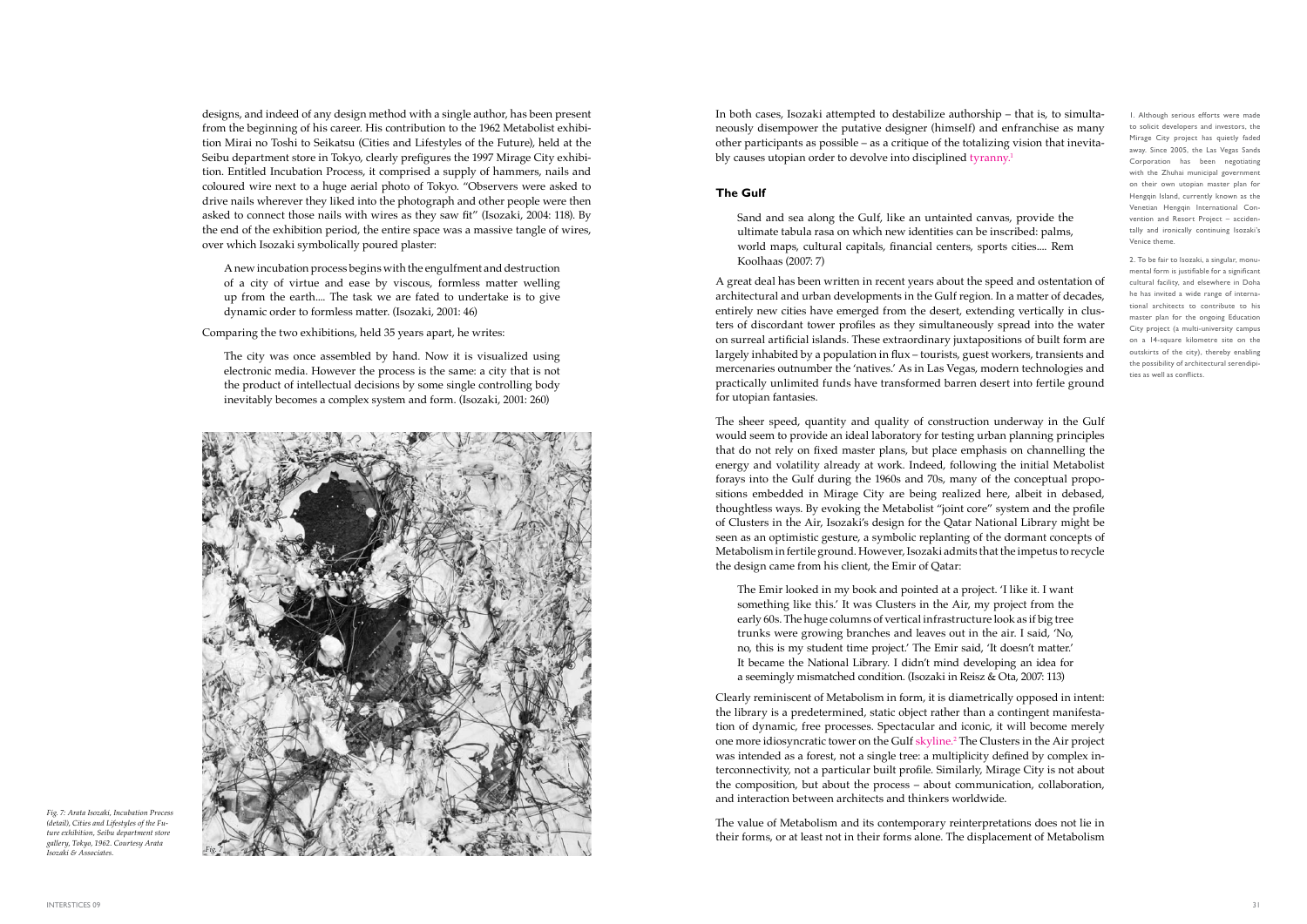designs, and indeed of any design method with a single author, has been present from the beginning of his career. His contribution to the 1962 Metabolist exhibition Mirai no Toshi to Seikatsu (Cities and Lifestyles of the Future), held at the Seibu department store in Tokyo, clearly prefigures the 1997 Mirage City exhibition. Entitled Incubation Process, it comprised a supply of hammers, nails and coloured wire next to a huge aerial photo of Tokyo. "Observers were asked to drive nails wherever they liked into the photograph and other people were then asked to connect those nails with wires as they saw fit" (Isozaki, 2004: 118). By the end of the exhibition period, the entire space was a massive tangle of wires, over which Isozaki symbolically poured plaster:

> A new incubation process begins with the engulfment and destruction of a city of virtue and ease by viscous, formless matter welling up from the earth.... The task we are fated to undertake is to give dynamic order to formless matter. (Isozaki, 2001: 46)

Comparing the two exhibitions, held 35 years apart, he writes:

> The city was once assembled by hand. Now it is visualized using electronic media. However the process is the same: a city that is not the product of intellectual decisions by some single controlling body inevitably becomes a complex system and form. (Isozaki, 2001: 260)

*Fig. 7: Arata Isozaki, Incubation Process (detail), Cities and Lifestyles of the Future exhibition, Seibu department store gallery, Tokyo, 1962. Courtesy Arata Isozaki & Associates.*

In both cases, Isozaki attempted to destabilize authorship – that is, to simultaneously disempower the putative designer (himself) and enfranchise as many other participants as possible – as a critique of the totalizing vision that inevitably causes utopian order to devolve into disciplined tyranny.[1]

## The Gulf

> Sand and sea along the Gulf, like an untainted canvas, provide the ultimate tabula rasa on which new identities can be inscribed: palms, world maps, cultural capitals, financial centers, sports cities.... Rem Koolhaas (2007: 7)

A great deal has been written in recent years about the speed and ostentation of architectural and urban developments in the Gulf region. In a matter of decades, entirely new cities have emerged from the desert, extending vertically in clusters of discordant tower profiles as they simultaneously spread into the water on surreal artificial islands. These extraordinary juxtapositions of built form are largely inhabited by a population in flux – tourists, guest workers, transients and mercenaries outnumber the 'natives.' As in Las Vegas, modern technologies and practically unlimited funds have transformed barren desert into fertile ground for utopian fantasies.

The sheer speed, quantity and quality of construction underway in the Gulf would seem to provide an ideal laboratory for testing urban planning principles that do not rely on fixed master plans, but place emphasis on channelling the energy and volatility already at work. Indeed, following the initial Metabolist forays into the Gulf during the 1960s and 70s, many of the conceptual propositions embedded in Mirage City are being realized here, albeit in debased, thoughtless ways. By evoking the Metabolist "joint core" system and the profile of Clusters in the Air, Isozaki's design for the Qatar National Library might be seen as an optimistic gesture, a symbolic replanting of the dormant concepts of Metabolism in fertile ground. However, Isozaki admits that the impetus to recycle the design came from his client, the Emir of Qatar:

> The Emir looked in my book and pointed at a project. 'I like it. I want something like this.' It was Clusters in the Air, my project from the early 60s. The huge columns of vertical infrastructure look as if big tree trunks were growing branches and leaves out in the air. I said, 'No, no, this is my student time project.' The Emir said, 'It doesn't matter.' It became the National Library. I didn't mind developing an idea for a seemingly mismatched condition. (Isozaki in Reisz & Ota, 2007: 113)

Clearly reminiscent of Metabolism in form, it is diametrically opposed in intent: the library is a predetermined, static object rather than a contingent manifestation of dynamic, free processes. Spectacular and iconic, it will become merely one more idiosyncratic tower on the Gulf skyline.[2] The Clusters in the Air project was intended as a forest, not a single tree: a multiplicity defined by complex interconnectivity, not a particular built profile. Similarly, Mirage City is not about the composition, but about the process – about communication, collaboration, and interaction between architects and thinkers worldwide.

The value of Metabolism and its contemporary reinterpretations does not lie in their forms, or at least not in their forms alone. The displacement of Metabolism

1. Although serious efforts were made to solicit developers and investors, the Mirage City project has quietly faded away. Since 2005, the Las Vegas Sands Corporation has been negotiating with the Zhuhai municipal government on their own utopian master plan for Hengqin Island, currently known as the Venetian Hengqin International Convention and Resort Project – accidentally and ironically continuing Isozaki's Venice theme.

2. To be fair to Isozaki, a singular, monumental form is justifiable for a significant cultural facility, and elsewhere in Doha he has invited a wide range of international architects to contribute to his master plan for the ongoing Education City project (a multi-university campus on a 14-square kilometre site on the outskirts of the city), thereby enabling the possibility of architectural serendipities as well as conflicts.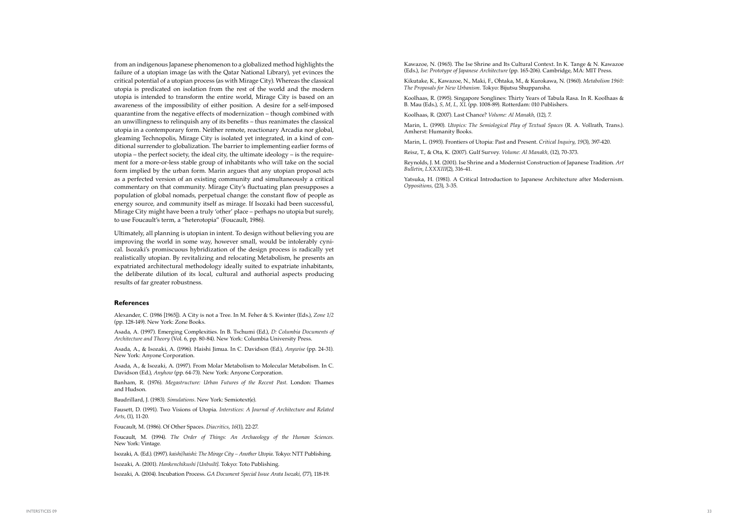from an indigenous Japanese phenomenon to a globalized method highlights the failure of a utopian image (as with the Qatar National Library), yet evinces the critical potential of a utopian process (as with Mirage City). Whereas the classical utopia is predicated on isolation from the rest of the world and the modern utopia is intended to transform the entire world, Mirage City is based on an awareness of the impossibility of either position. A desire for a self-imposed quarantine from the negative effects of modernization – though combined with an unwillingness to relinquish any of its benefits – thus reanimates the classical utopia in a contemporary form. Neither remote, reactionary Arcadia nor global, gleaming Technopolis, Mirage City is isolated yet integrated, in a kind of conditional surrender to globalization. The barrier to implementing earlier forms of utopia – the perfect society, the ideal city, the ultimate ideology – is the requirement for a more-or-less stable group of inhabitants who will take on the social form implied by the urban form. Marin argues that any utopian proposal acts as a perfected version of an existing community and simultaneously a critical commentary on that community. Mirage City's fluctuating plan presupposes a population of global nomads, perpetual change: the constant flow of people as energy source, and community itself as mirage. If Isozaki had been successful, Mirage City might have been a truly 'other' place – perhaps no utopia but surely, to use Foucault's term, a "heterotopia" (Foucault, 1986).

Ultimately, all planning is utopian in intent. To design without believing you are improving the world in some way, however small, would be intolerably cynical. Isozaki's promiscuous hybridization of the design process is radically yet realistically utopian. By revitalizing and relocating Metabolism, he presents an expatriated architectural methodology ideally suited to expatriate inhabitants, the deliberate dilution of its local, cultural and authorial aspects producing results of far greater robustness.

## References

Alexander, C. (1986 [1965]). A City is not a Tree. In M. Feher & S. Kwinter (Eds.), *Zone 1/2* (pp. 128-149). New York: Zone Books.

Asada, A. (1997). Emerging Complexities. In B. Tschumi (Ed.), *D: Columbia Documents of Architecture and Theory* (Vol. 6, pp. 80-84). New York: Columbia University Press.

Asada, A., & Isozaki, A. (1996). Haishi Jimua. In C. Davidson (Ed.), *Anywise* (pp. 24-31). New York: Anyone Corporation.

Asada, A., & Isozaki, A. (1997). From Molar Metabolism to Molecular Metabolism. In C. Davidson (Ed.), *Anyhow* (pp. 64-73). New York: Anyone Corporation.

Banham, R. (1976). *Megastructure: Urban Futures of the Recent Past*. London: Thames and Hudson.

Baudrillard, J. (1983). *Simulations*. New York: Semiotext(e).

Fausett, D. (1991). Two Visions of Utopia. *Interstices: A Journal of Architecture and Related Arts*, (1), 11-20.

Foucault, M. (1986). Of Other Spaces. *Diacritics*, *16*(1), 22-27.

Foucault, M. (1994). *The Order of Things: An Archaeology of the Human Sciences*. New York: Vintage.

Isozaki, A. (Ed.). (1997). *kaishi/haishi: The Mirage City – Another Utopia*. Tokyo: NTT Publishing.

Isozaki, A. (2001). *Hankenchikushi [Unbuilt]*. Tokyo: Toto Publishing.

Isozaki, A. (2004). Incubation Process. *GA Document Special Issue Arata Isozaki*, (77), 118-19.

Kawazoe, N. (1965). The Ise Shrine and Its Cultural Context. In K. Tange & N. Kawazoe (Eds.), *Ise: Prototype of Japanese Architecture* (pp. 165-206). Cambridge, MA: MIT Press.

Kikutake, K., Kawazoe, N., Maki, F., Ohtaka, M., & Kurokawa, N. (1960). *Metabolism 1960: The Proposals for New Urbanism*. Tokyo: Bijutsu Shuppansha.

Koolhaas, R. (1995). Singapore Songlines: Thirty Years of Tabula Rasa. In R. Koolhaas & B. Mau (Eds.), *S, M, L, XL* (pp. 1008-89). Rotterdam: 010 Publishers.

Koolhaas, R. (2007). Last Chance? *Volume: Al Manakh*, (12), 7.

Marin, L. (1990). *Utopics: The Semiological Play of Textual Spaces* (R. A. Vollrath, Trans.). Amherst: Humanity Books.

Marin, L. (1993). Frontiers of Utopia: Past and Present. *Critical Inquiry*, *19*(3), 397-420.

Reisz, T., & Ota, K. (2007). Gulf Survey. *Volume: Al Manakh*, (12), 70-373.

Reynolds, J. M. (2001). Ise Shrine and a Modernist Construction of Japanese Tradition. *Art Bulletin*, *LXXXIII*(2), 316-41.

Yatsuka, H. (1981). A Critical Introduction to Japanese Architecture after Modernism. *Oppositions*, (23), 3-35.